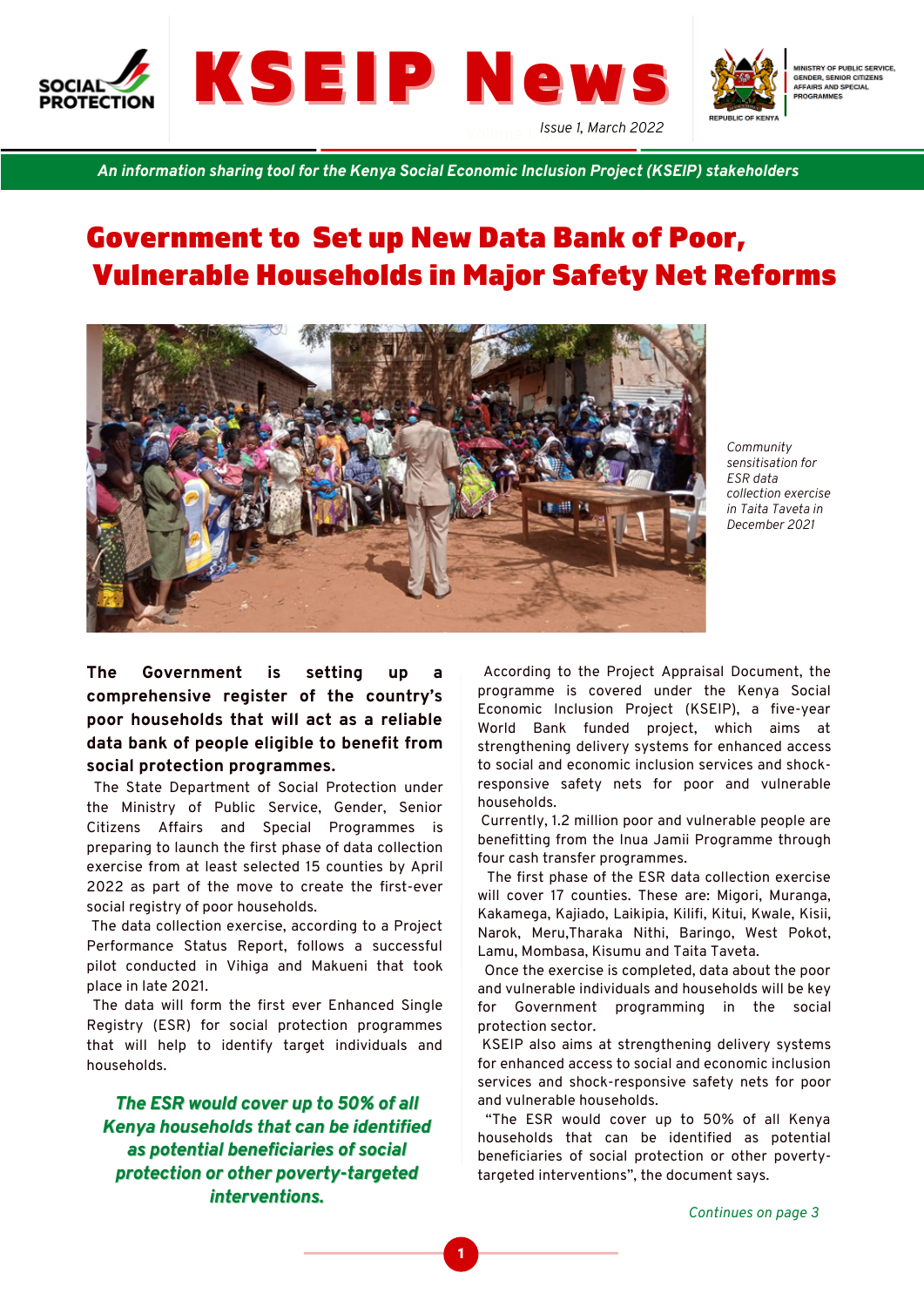# KSEIP News

Issue 1, March 2022

*An information sharing tool for the Kenya Social Economic Inclusion Project (KSEIP) stakeholders*

## Government to Set up New Data Bank of Poor, Vulnerable Households in Major Safety Net Reforms

*Community sensitisation for ESR data collection exercise in Taita Taveta in December 2021*

**The Government is setting up a comprehensive register of the country's poor households that will act as a reliable data bank of people eligible to benefit from social protection programmes.**

The State Department of Social Protection under the Ministry of Public Service, Gender, Senior Citizens Affairs and Special Programmes is preparing to launch the first phase of data collection exercise from at least selected 15 counties by April 2022 as part of the move to create the first-ever social registry of poor households.

The data collection exercise, according to a Project Performance Status Report, follows a successful pilot conducted in Vihiga and Makueni that took place in late 2021.

The data will form the first ever Enhanced Single Registry (ESR) for social protection programmes that will help to identify target individuals and households.

***The ESR would cover up to 50% of all Kenya households that can be identified as potential beneficiaries of social protection or other poverty-targeted interventions.***

According to the Project Appraisal Document, the programme is covered under the Kenya Social Economic Inclusion Project (KSEIP), a five-year World Bank funded project, which aims at strengthening delivery systems for enhanced access to social and economic inclusion services and shock-responsive safety nets for poor and vulnerable households.

Currently, 1.2 million poor and vulnerable people are benefitting from the Inua Jamii Programme through four cash transfer programmes.

The first phase of the ESR data collection exercise will cover 17 counties. These are: Migori, Muranga, Kakamega, Kajiado, Laikipia, Kilifi, Kitui, Kwale, Kisii, Narok, Meru,Tharaka Nithi, Baringo, West Pokot, Lamu, Mombasa, Kisumu and Taita Taveta.

Once the exercise is completed, data about the poor and vulnerable individuals and households will be key for Government programming in the social protection sector.

KSEIP also aims at strengthening delivery systems for enhanced access to social and economic inclusion services and shock-responsive safety nets for poor and vulnerable households.

"The ESR would cover up to 50% of all Kenya households that can be identified as potential beneficiaries of social protection or other poverty-targeted interventions", the document says.

*Continues on page 3*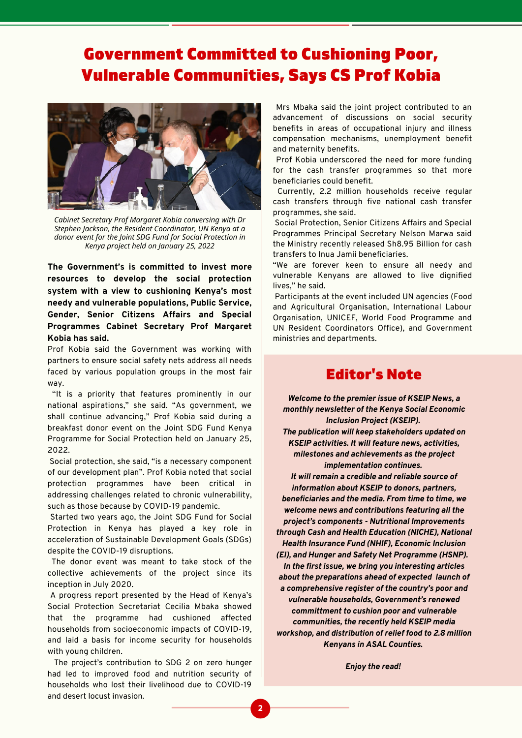# Government Committed to Cushioning Poor, Vulnerable Communities, Says CS Prof Kobia

*Cabinet Secretary Prof Margaret Kobia conversing with Dr Stephen Jackson, the Resident Coordinator, UN Kenya at a donor event for the Joint SDG Fund for Social Protection in Kenya project held on January 25, 2022*

**The Government's is committed to invest more resources to develop the social protection system with a view to cushioning Kenya's most needy and vulnerable populations, Public Service, Gender, Senior Citizens Affairs and Special Programmes Cabinet Secretary Prof Margaret Kobia has said.**

Prof Kobia said the Government was working with partners to ensure social safety nets address all needs faced by various population groups in the most fair way.

"It is a priority that features prominently in our national aspirations," she said. "As government, we shall continue advancing," Prof Kobia said during a breakfast donor event on the Joint SDG Fund Kenya Programme for Social Protection held on January 25, 2022.

Social protection, she said, "is a necessary component of our development plan". Prof Kobia noted that social protection programmes have been critical in addressing challenges related to chronic vulnerability, such as those because by COVID-19 pandemic.

Started two years ago, the Joint SDG Fund for Social Protection in Kenya has played a key role in acceleration of Sustainable Development Goals (SDGs) despite the COVID-19 disruptions.

The donor event was meant to take stock of the collective achievements of the project since its inception in July 2020.

A progress report presented by the Head of Kenya's Social Protection Secretariat Cecilia Mbaka showed that the programme had cushioned affected households from socioeconomic impacts of COVID-19, and laid a basis for income security for households with young children.

The project's contribution to SDG 2 on zero hunger had led to improved food and nutrition security of households who lost their livelihood due to COVID-19 and desert locust invasion.

Mrs Mbaka said the joint project contributed to an advancement of discussions on social security benefits in areas of occupational injury and illness compensation mechanisms, unemployment benefit and maternity benefits.

Prof Kobia underscored the need for more funding for the cash transfer programmes so that more beneficiaries could benefit.

Currently, 2.2 million households receive regular cash transfers through five national cash transfer programmes, she said.

Social Protection, Senior Citizens Affairs and Special Programmes Principal Secretary Nelson Marwa said the Ministry recently released Sh8.95 Billion for cash transfers to Inua Jamii beneficiaries.

"We are forever keen to ensure all needy and vulnerable Kenyans are allowed to live dignified lives," he said.

Participants at the event included UN agencies (Food and Agricultural Organisation, International Labour Organisation, UNICEF, World Food Programme and UN Resident Coordinators Office), and Government ministries and departments.

## Editor's Note

***Welcome to the premier issue of KSEIP News, a monthly newsletter of the Kenya Social Economic Inclusion Project (KSEIP).***

***The publication will keep stakeholders updated on KSEIP activities. It will feature news, activities, milestones and achievements as the project implementation continues.***

***It will remain a credible and reliable source of information about KSEIP to donors, partners, beneficiaries and the media. From time to time, we welcome news and contributions featuring all the project's components - Nutritional Improvements through Cash and Health Education (NICHE), National Health Insurance Fund (NHIF), Economic Inclusion (EI), and Hunger and Safety Net Programme (HSNP).***

***In the first issue, we bring you interesting articles about the preparations ahead of expected launch of a comprehensive register of the country's poor and vulnerable households, Government's renewed committment to cushion poor and vulnerable communities, the recently held KSEIP media workshop, and distribution of relief food to 2.8 million Kenyans in ASAL Counties.***

***Enjoy the read!***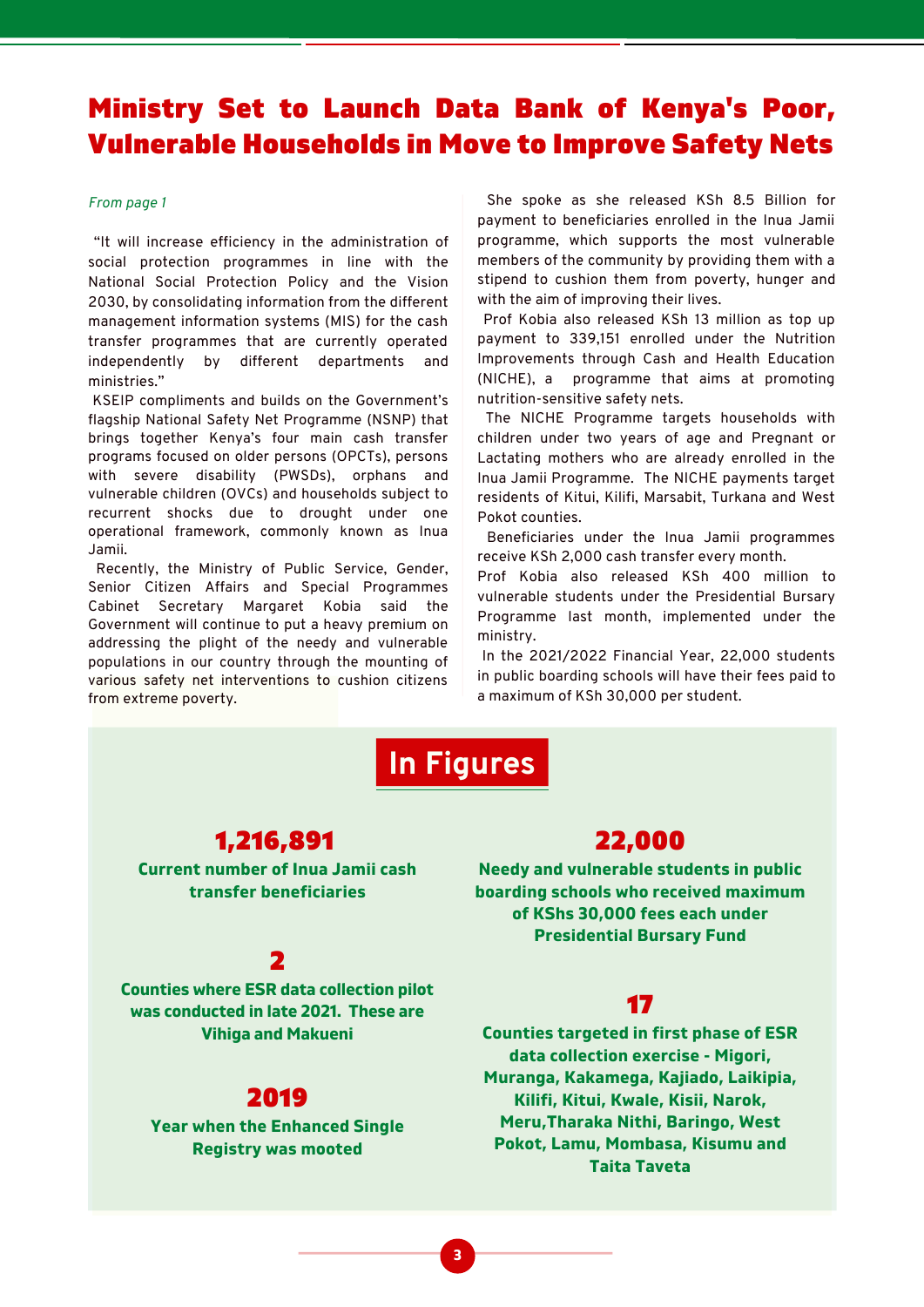# Ministry Set to Launch Data Bank of Kenya's Poor, Vulnerable Households in Move to Improve Safety Nets

*From page 1*

"It will increase efficiency in the administration of social protection programmes in line with the National Social Protection Policy and the Vision 2030, by consolidating information from the different management information systems (MIS) for the cash transfer programmes that are currently operated independently by different departments and ministries."

KSEIP compliments and builds on the Government's flagship National Safety Net Programme (NSNP) that brings together Kenya's four main cash transfer programs focused on older persons (OPCTs), persons with severe disability (PWSDs), orphans and vulnerable children (OVCs) and households subject to recurrent shocks due to drought under one operational framework, commonly known as Inua Jamii.

Recently, the Ministry of Public Service, Gender, Senior Citizen Affairs and Special Programmes Cabinet Secretary Margaret Kobia said the Government will continue to put a heavy premium on addressing the plight of the needy and vulnerable populations in our country through the mounting of various safety net interventions to cushion citizens from extreme poverty.

She spoke as she released KSh 8.5 Billion for payment to beneficiaries enrolled in the Inua Jamii programme, which supports the most vulnerable members of the community by providing them with a stipend to cushion them from poverty, hunger and with the aim of improving their lives.

Prof Kobia also released KSh 13 million as top up payment to 339,151 enrolled under the Nutrition Improvements through Cash and Health Education (NICHE), a programme that aims at promoting nutrition-sensitive safety nets.

The NICHE Programme targets households with children under two years of age and Pregnant or Lactating mothers who are already enrolled in the Inua Jamii Programme. The NICHE payments target residents of Kitui, Kilifi, Marsabit, Turkana and West Pokot counties.

Beneficiaries under the Inua Jamii programmes receive KSh 2,000 cash transfer every month.

Prof Kobia also released KSh 400 million to vulnerable students under the Presidential Bursary Programme last month, implemented under the ministry.

In the 2021/2022 Financial Year, 22,000 students in public boarding schools will have their fees paid to a maximum of KSh 30,000 per student.

## In Figures

**1,216,891**

**Current number of Inua Jamii cash transfer beneficiaries**

**2**

**Counties where ESR data collection pilot was conducted in late 2021. These are Vihiga and Makueni**

**2019**

**Year when the Enhanced Single Registry was mooted**

**22,000**

**Needy and vulnerable students in public boarding schools who received maximum of KShs 30,000 fees each under Presidential Bursary Fund**

**17**

**Counties targeted in first phase of ESR data collection exercise - Migori, Muranga, Kakamega, Kajiado, Laikipia, Kilifi, Kitui, Kwale, Kisii, Narok, Meru,Tharaka Nithi, Baringo, West Pokot, Lamu, Mombasa, Kisumu and Taita Taveta**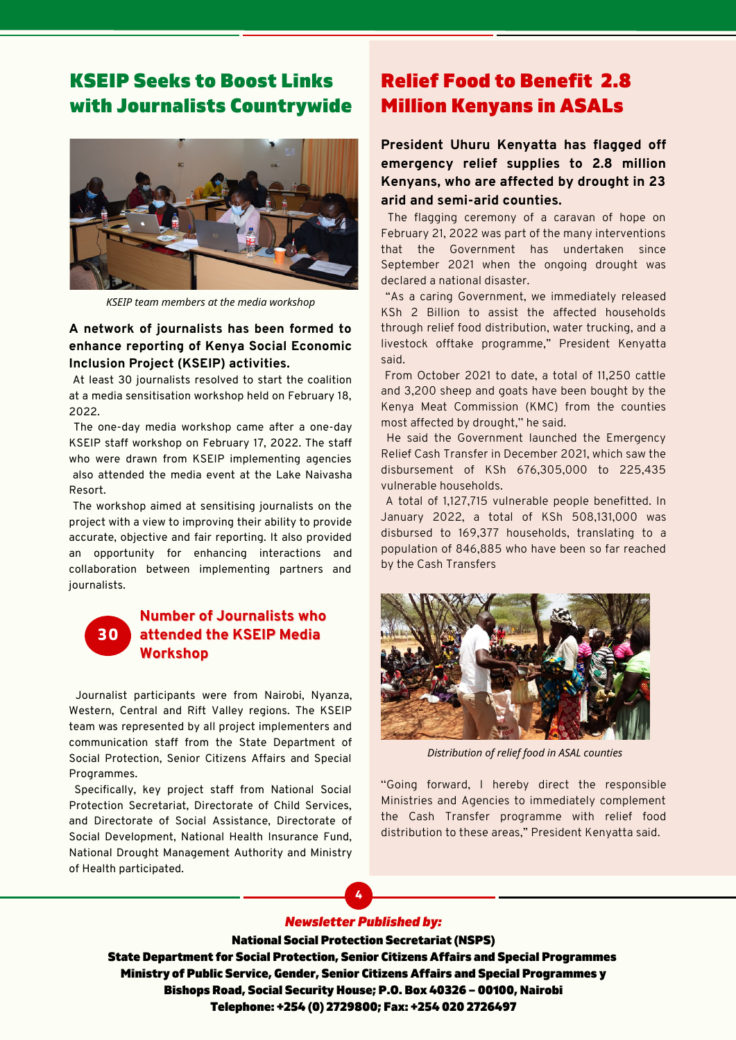## KSEIP Seeks to Boost Links with Journalists Countrywide

*KSEIP team members at the media workshop*

**A network of journalists has been formed to enhance reporting of Kenya Social Economic Inclusion Project (KSEIP) activities.**

At least 30 journalists resolved to start the coalition at a media sensitisation workshop held on February 18, 2022.

The one-day media workshop came after a one-day KSEIP staff workshop on February 17, 2022. The staff who were drawn from KSEIP implementing agencies also attended the media event at the Lake Naivasha Resort.

The workshop aimed at sensitising journalists on the project with a view to improving their ability to provide accurate, objective and fair reporting. It also provided an opportunity for enhancing interactions and collaboration between implementing partners and journalists.

**30** — **Number of Journalists who attended the KSEIP Media Workshop**

Journalist participants were from Nairobi, Nyanza, Western, Central and Rift Valley regions. The KSEIP team was represented by all project implementers and communication staff from the State Department of Social Protection, Senior Citizens Affairs and Special Programmes.

Specifically, key project staff from National Social Protection Secretariat, Directorate of Child Services, and Directorate of Social Assistance, Directorate of Social Development, National Health Insurance Fund, National Drought Management Authority and Ministry of Health participated.

## Relief Food to Benefit 2.8 Million Kenyans in ASALs

**President Uhuru Kenyatta has flagged off emergency relief supplies to 2.8 million Kenyans, who are affected by drought in 23 arid and semi-arid counties.**

The flagging ceremony of a caravan of hope on February 21, 2022 was part of the many interventions that the Government has undertaken since September 2021 when the ongoing drought was declared a national disaster.

"As a caring Government, we immediately released KSh 2 Billion to assist the affected households through relief food distribution, water trucking, and a livestock offtake programme," President Kenyatta said.

From October 2021 to date, a total of 11,250 cattle and 3,200 sheep and goats have been bought by the Kenya Meat Commission (KMC) from the counties most affected by drought," he said.

He said the Government launched the Emergency Relief Cash Transfer in December 2021, which saw the disbursement of KSh 676,305,000 to 225,435 vulnerable households.

A total of 1,127,715 vulnerable people benefitted. In January 2022, a total of KSh 508,131,000 was disbursed to 169,377 households, translating to a population of 846,885 who have been so far reached by the Cash Transfers

*Distribution of relief food in ASAL counties*

"Going forward, I hereby direct the responsible Ministries and Agencies to immediately complement the Cash Transfer programme with relief food distribution to these areas," President Kenyatta said.

***Newsletter Published by:***

**National Social Protection Secretariat (NSPS)**
**State Department for Social Protection, Senior Citizens Affairs and Special Programmes**
**Ministry of Public Service, Gender, Senior Citizens Affairs and Special Programmes y**
**Bishops Road, Social Security House; P.O. Box 40326 – 00100, Nairobi**
**Telephone: +254 (0) 2729800; Fax: +254 020 2726497**